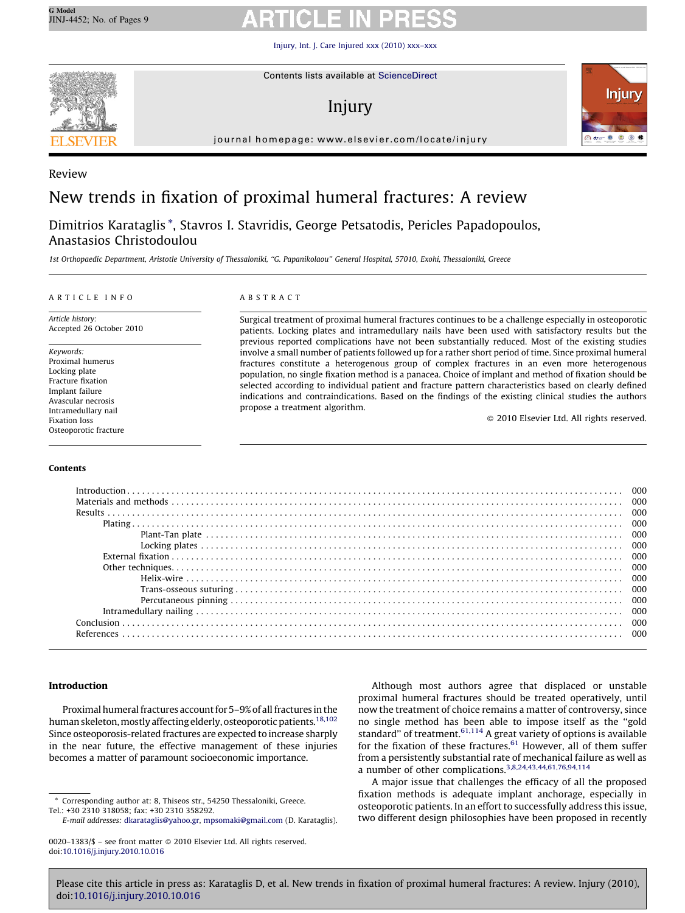Review

# New trends in fixation of proximal humeral fractures: A review

Dimitrios Karataglis *, Stavros I. Stavridis, George Petsatodis, Pericles Papadopoulos, Anastasios Christodoulou

*1st Orthopaedic Department, Aristotle University of Thessaloniki, "G. Papanikolaou" General Hospital, 57010, Exohi, Thessaloniki, Greece*

ARTICLE INFO

*Article history:*
Accepted 26 October 2010

*Keywords:*
Proximal humerus
Locking plate
Fracture fixation
Implant failure
Avascular necrosis
Intramedullary nail
Fixation loss
Osteoporotic fracture

ABSTRACT

Surgical treatment of proximal humeral fractures continues to be a challenge especially in osteoporotic patients. Locking plates and intramedullary nails have been used with satisfactory results but the previous reported complications have not been substantially reduced. Most of the existing studies involve a small number of patients followed up for a rather short period of time. Since proximal humeral fractures constitute a heterogenous group of complex fractures in an even more heterogenous population, no single fixation method is a panacea. Choice of implant and method of fixation should be selected according to individual patient and fracture pattern characteristics based on clearly defined indications and contraindications. Based on the findings of the existing clinical studies the authors propose a treatment algorithm.

© 2010 Elsevier Ltd. All rights reserved.

**Contents**

- Introduction . . . 000
- Materials and methods . . . 000
- Results . . . 000
  - Plating . . . 000
    - Plant-Tan plate . . . 000
    - Locking plates . . . 000
  - External fixation . . . 000
  - Other techniques . . . 000
    - Helix-wire . . . 000
    - Trans-osseous suturing . . . 000
    - Percutaneous pinning . . . 000
  - Intramedullary nailing . . . 000
- Conclusion . . . 000
- References . . . 000

## Introduction

Proximal humeral fractures account for 5–9% of all fractures in the human skeleton, mostly affecting elderly, osteoporotic patients.[18,102] Since osteoporosis-related fractures are expected to increase sharply in the near future, the effective management of these injuries becomes a matter of paramount socioeconomic importance.

Although most authors agree that displaced or unstable proximal humeral fractures should be treated operatively, until now the treatment of choice remains a matter of controversy, since no single method has been able to impose itself as the "gold standard" of treatment.[61,114] A great variety of options is available for the fixation of these fractures.[61] However, all of them suffer from a persistently substantial rate of mechanical failure as well as a number of other complications.[3,8,24,43,44,61,76,94,114]

A major issue that challenges the efficacy of all the proposed fixation methods is adequate implant anchorage, especially in osteoporotic patients. In an effort to successfully address this issue, two different design philosophies have been proposed in recently

* Corresponding author at: 8, Thiseos str., 54250 Thessaloniki, Greece. Tel.: +30 2310 318058; fax: +30 2310 358292.
*E-mail addresses:* dkarataglis@yahoo.gr, mpsomaki@gmail.com (D. Karataglis).

0020–1383/$ – see front matter © 2010 Elsevier Ltd. All rights reserved.
doi:10.1016/j.injury.2010.10.016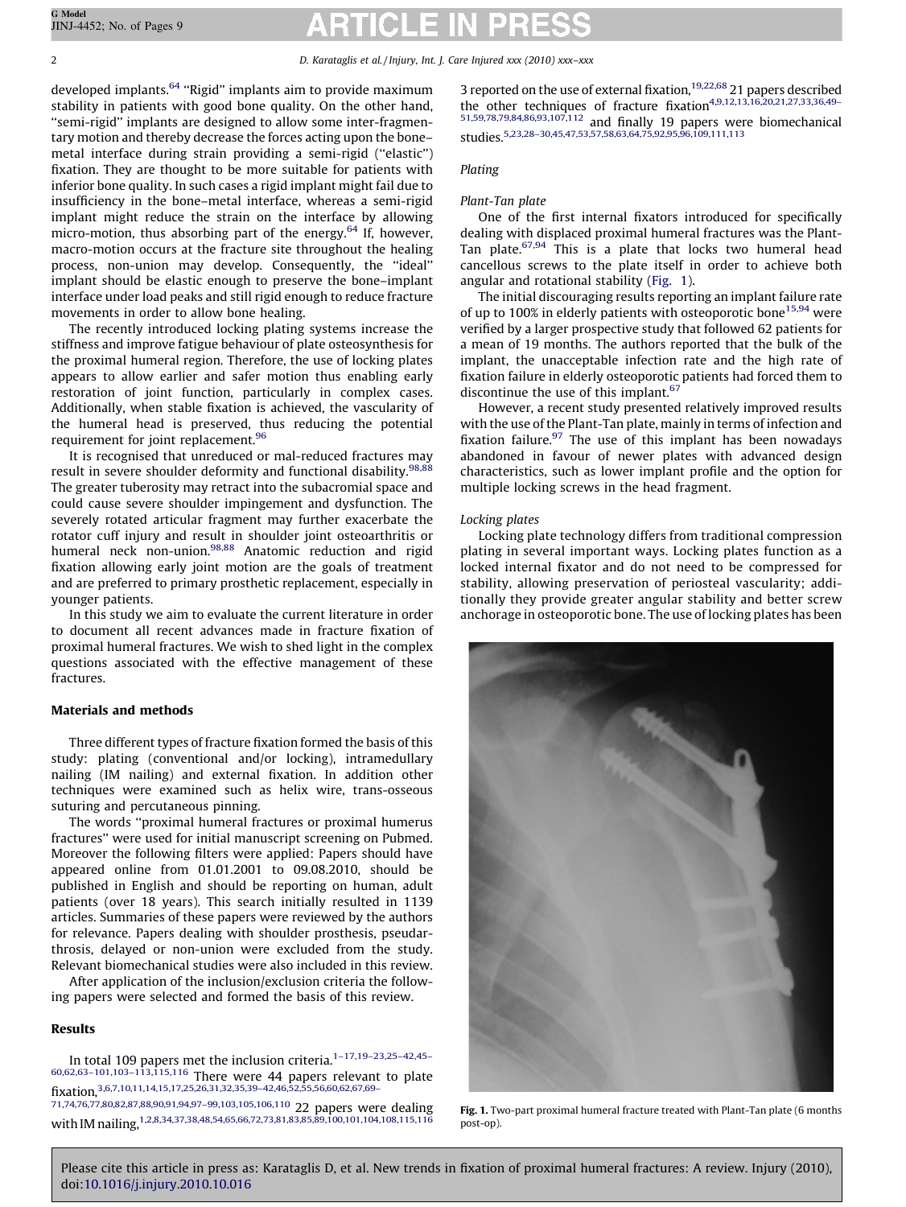developed implants.[64] "Rigid" implants aim to provide maximum stability in patients with good bone quality. On the other hand, "semi-rigid" implants are designed to allow some inter-fragmentary motion and thereby decrease the forces acting upon the bone–metal interface during strain providing a semi-rigid ("elastic") fixation. They are thought to be more suitable for patients with inferior bone quality. In such cases a rigid implant might fail due to insufficiency in the bone–metal interface, whereas a semi-rigid implant might reduce the strain on the interface by allowing micro-motion, thus absorbing part of the energy.[64] If, however, macro-motion occurs at the fracture site throughout the healing process, non-union may develop. Consequently, the "ideal" implant should be elastic enough to preserve the bone–implant interface under load peaks and still rigid enough to reduce fracture movements in order to allow bone healing.

The recently introduced locking plating systems increase the stiffness and improve fatigue behaviour of plate osteosynthesis for the proximal humeral region. Therefore, the use of locking plates appears to allow earlier and safer motion thus enabling early restoration of joint function, particularly in complex cases. Additionally, when stable fixation is achieved, the vascularity of the humeral head is preserved, thus reducing the potential requirement for joint replacement.[96]

It is recognised that unreduced or mal-reduced fractures may result in severe shoulder deformity and functional disability.[98,88] The greater tuberosity may retract into the subacromial space and could cause severe shoulder impingement and dysfunction. The severely rotated articular fragment may further exacerbate the rotator cuff injury and result in shoulder joint osteoarthritis or humeral neck non-union.[98,88] Anatomic reduction and rigid fixation allowing early joint motion are the goals of treatment and are preferred to primary prosthetic replacement, especially in younger patients.

In this study we aim to evaluate the current literature in order to document all recent advances made in fracture fixation of proximal humeral fractures. We wish to shed light in the complex questions associated with the effective management of these fractures.

## Materials and methods

Three different types of fracture fixation formed the basis of this study: plating (conventional and/or locking), intramedullary nailing (IM nailing) and external fixation. In addition other techniques were examined such as helix wire, trans-osseous suturing and percutaneous pinning.

The words "proximal humeral fractures or proximal humerus fractures" were used for initial manuscript screening on Pubmed. Moreover the following filters were applied: Papers should have appeared online from 01.01.2001 to 09.08.2010, should be published in English and should be reporting on human, adult patients (over 18 years). This search initially resulted in 1139 articles. Summaries of these papers were reviewed by the authors for relevance. Papers dealing with shoulder prosthesis, pseudarthrosis, delayed or non-union were excluded from the study. Relevant biomechanical studies were also included in this review.

After application of the inclusion/exclusion criteria the following papers were selected and formed the basis of this review.

## Results

In total 109 papers met the inclusion criteria.[1–17,19–23,25–42,45–60,62,63–101,103–113,115,116] There were 44 papers relevant to plate fixation,[3,6,7,10,11,14,15,17,25,26,31,32,35,39–42,46,52,55,56,60,62,67,69–71,74,76,77,80,82,87,88,90,91,94,97–99,103,105,106,110] 22 papers were dealing with IM nailing,[1,2,8,34,37,38,48,54,65,66,72,73,81,83,85,89,100,101,104,108,115,116] 3 reported on the use of external fixation,[19,22,68] 21 papers described the other techniques of fracture fixation[4,9,12,13,16,20,21,27,33,36,49–51,59,78,79,84,86,93,107,112] and finally 19 papers were biomechanical studies.[5,23,28–30,45,47,53,57,58,63,64,75,92,95,96,109,111,113]

### Plating

*Plant-Tan plate*

One of the first internal fixators introduced for specifically dealing with displaced proximal humeral fractures was the Plant-Tan plate.[67,94] This is a plate that locks two humeral head cancellous screws to the plate itself in order to achieve both angular and rotational stability (Fig. 1).

The initial discouraging results reporting an implant failure rate of up to 100% in elderly patients with osteoporotic bone[15,94] were verified by a larger prospective study that followed 62 patients for a mean of 19 months. The authors reported that the bulk of the implant, the unacceptable infection rate and the high rate of fixation failure in elderly osteoporotic patients had forced them to discontinue the use of this implant.[67]

However, a recent study presented relatively improved results with the use of the Plant-Tan plate, mainly in terms of infection and fixation failure.[97] The use of this implant has been nowadays abandoned in favour of newer plates with advanced design characteristics, such as lower implant profile and the option for multiple locking screws in the head fragment.

*Locking plates*

Locking plate technology differs from traditional compression plating in several important ways. Locking plates function as a locked internal fixator and do not need to be compressed for stability, allowing preservation of periosteal vascularity; additionally they provide greater angular stability and better screw anchorage in osteoporotic bone. The use of locking plates has been

**Fig. 1.** Two-part proximal humeral fracture treated with Plant-Tan plate (6 months post-op).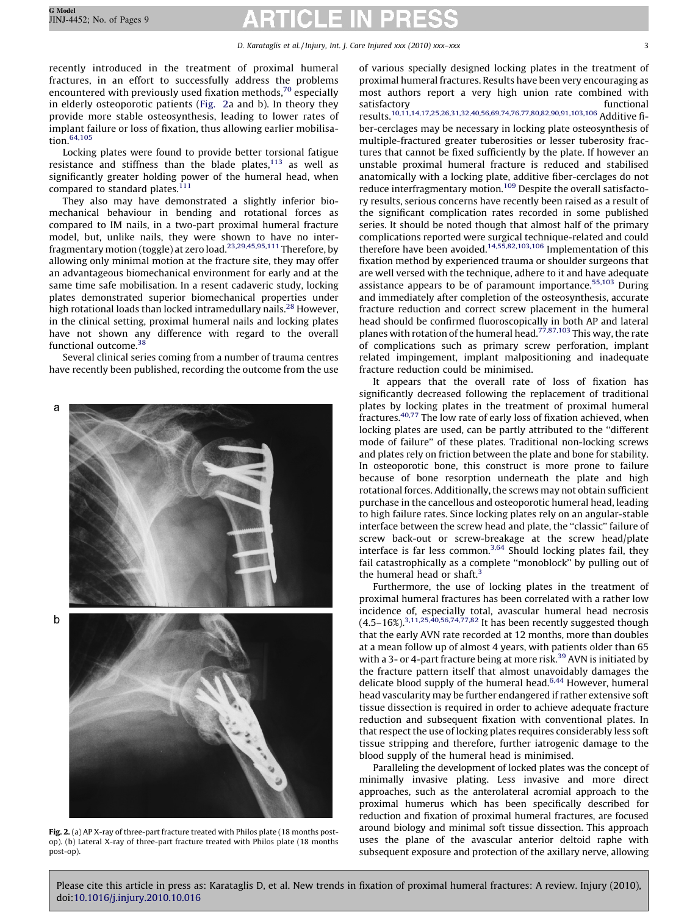recently introduced in the treatment of proximal humeral fractures, in an effort to successfully address the problems encountered with previously used fixation methods,[70] especially in elderly osteoporotic patients (Fig. 2a and b). In theory they provide more stable osteosynthesis, leading to lower rates of implant failure or loss of fixation, thus allowing earlier mobilisation.[64,105]

Locking plates were found to provide better torsional fatigue resistance and stiffness than the blade plates,[113] as well as significantly greater holding power of the humeral head, when compared to standard plates.[111]

They also may have demonstrated a slightly inferior biomechanical behaviour in bending and rotational forces as compared to IM nails, in a two-part proximal humeral fracture model, but, unlike nails, they were shown to have no interfragmentary motion (toggle) at zero load.[23,29,45,95,111] Therefore, by allowing only minimal motion at the fracture site, they may offer an advantageous biomechanical environment for early and at the same time safe mobilisation. In a resent cadaveric study, locking plates demonstrated superior biomechanical properties under high rotational loads than locked intramedullary nails.[28] However, in the clinical setting, proximal humeral nails and locking plates have not shown any difference with regard to the overall functional outcome.[38]

Several clinical series coming from a number of trauma centres have recently been published, recording the outcome from the use of various specially designed locking plates in the treatment of proximal humeral fractures. Results have been very encouraging as most authors report a very high union rate combined with satisfactory functional results.[10,11,14,17,25,26,31,32,40,56,69,74,76,77,80,82,90,91,103,106] Additive fiber-cerclages may be necessary in locking plate osteosynthesis of multiple-fractured greater tuberosities or lesser tuberosity fractures that cannot be fixed sufficiently by the plate. If however an unstable proximal humeral fracture is reduced and stabilised anatomically with a locking plate, additive fiber-cerclages do not reduce interfragmentary motion.[109] Despite the overall satisfactory results, serious concerns have recently been raised as a result of the significant complication rates recorded in some published series. It should be noted though that almost half of the primary complications reported were surgical technique-related and could therefore have been avoided.[14,55,82,103,106] Implementation of this fixation method by experienced trauma or shoulder surgeons that are well versed with the technique, adhere to it and have adequate assistance appears to be of paramount importance.[55,103] During and immediately after completion of the osteosynthesis, accurate fracture reduction and correct screw placement in the humeral head should be confirmed fluoroscopically in both AP and lateral planes with rotation of the humeral head.[77,87,103] This way, the rate of complications such as primary screw perforation, implant related impingement, implant malpositioning and inadequate fracture reduction could be minimised.

It appears that the overall rate of loss of fixation has significantly decreased following the replacement of traditional plates by locking plates in the treatment of proximal humeral fractures.[40,77] The low rate of early loss of fixation achieved, when locking plates are used, can be partly attributed to the "different mode of failure" of these plates. Traditional non-locking screws and plates rely on friction between the plate and bone for stability. In osteoporotic bone, this construct is more prone to failure because of bone resorption underneath the plate and high rotational forces. Additionally, the screws may not obtain sufficient purchase in the cancellous and osteoporotic humeral head, leading to high failure rates. Since locking plates rely on an angular-stable interface between the screw head and plate, the "classic" failure of screw back-out or screw-breakage at the screw head/plate interface is far less common.[3,64] Should locking plates fail, they fail catastrophically as a complete "monoblock" by pulling out of the humeral head or shaft.[3]

Furthermore, the use of locking plates in the treatment of proximal humeral fractures has been correlated with a rather low incidence of, especially total, avascular humeral head necrosis (4.5–16%).[3,11,25,40,56,74,77,82] It has been recently suggested though that the early AVN rate recorded at 12 months, more than doubles at a mean follow up of almost 4 years, with patients older than 65 with a 3- or 4-part fracture being at more risk.[39] AVN is initiated by the fracture pattern itself that almost unavoidably damages the delicate blood supply of the humeral head.[6,44] However, humeral head vascularity may be further endangered if rather extensive soft tissue dissection is required in order to achieve adequate fracture reduction and subsequent fixation with conventional plates. In that respect the use of locking plates requires considerably less soft tissue stripping and therefore, further iatrogenic damage to the blood supply of the humeral head is minimised.

Paralleling the development of locked plates was the concept of minimally invasive plating. Less invasive and more direct approaches, such as the anterolateral acromial approach to the proximal humerus which has been specifically described for reduction and fixation of proximal humeral fractures, are focused around biology and minimal soft tissue dissection. This approach uses the plane of the avascular anterior deltoid raphe with subsequent exposure and protection of the axillary nerve, allowing

**Fig. 2.** (a) AP X-ray of three-part fracture treated with Philos plate (18 months post-op). (b) Lateral X-ray of three-part fracture treated with Philos plate (18 months post-op).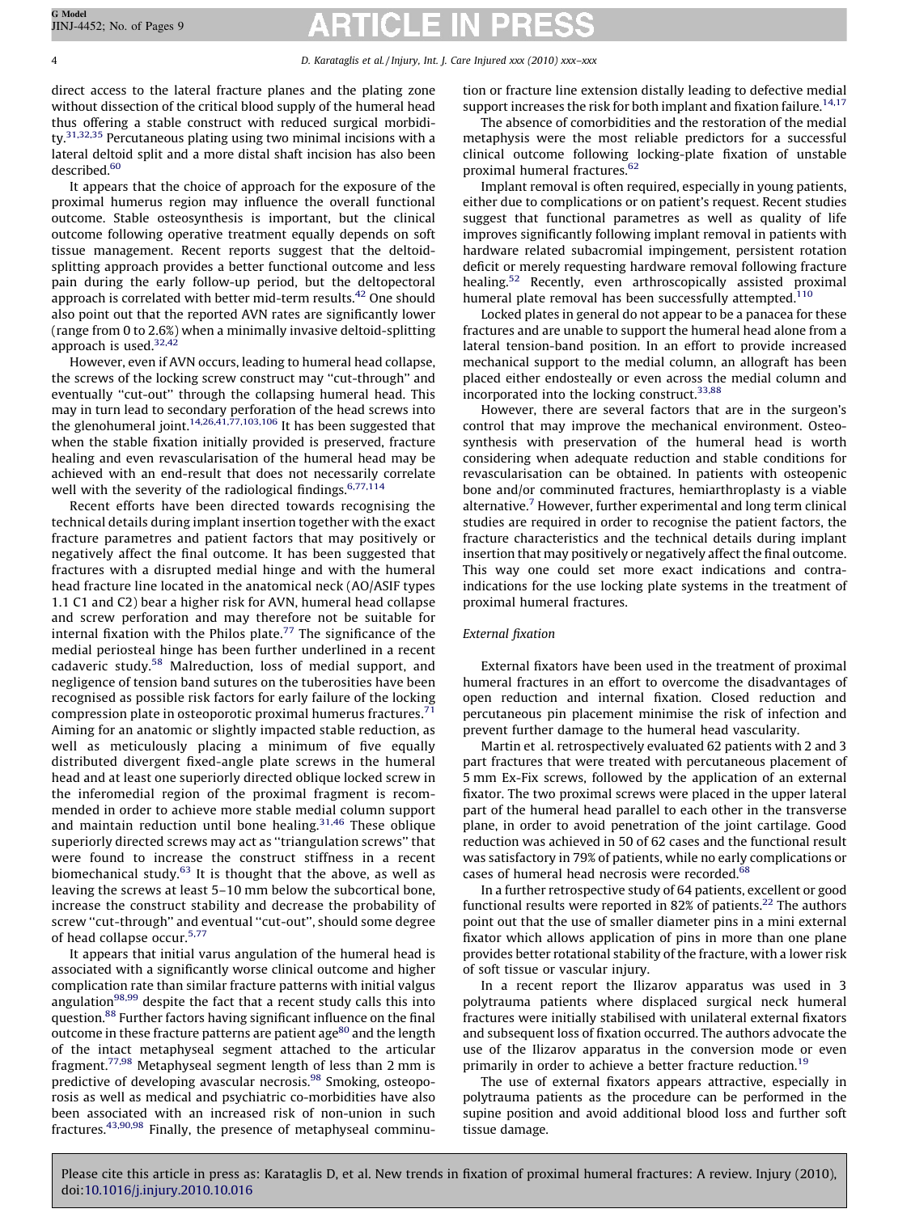direct access to the lateral fracture planes and the plating zone without dissection of the critical blood supply of the humeral head thus offering a stable construct with reduced surgical morbidity.[31,32,35] Percutaneous plating using two minimal incisions with a lateral deltoid split and a more distal shaft incision has also been described.[60]

It appears that the choice of approach for the exposure of the proximal humerus region may influence the overall functional outcome. Stable osteosynthesis is important, but the clinical outcome following operative treatment equally depends on soft tissue management. Recent reports suggest that the deltoid-splitting approach provides a better functional outcome and less pain during the early follow-up period, but the deltopectoral approach is correlated with better mid-term results.[42] One should also point out that the reported AVN rates are significantly lower (range from 0 to 2.6%) when a minimally invasive deltoid-splitting approach is used.[32,42]

However, even if AVN occurs, leading to humeral head collapse, the screws of the locking screw construct may "cut-through" and eventually "cut-out" through the collapsing humeral head. This may in turn lead to secondary perforation of the head screws into the glenohumeral joint.[14,26,41,77,103,106] It has been suggested that when the stable fixation initially provided is preserved, fracture healing and even revascularisation of the humeral head may be achieved with an end-result that does not necessarily correlate well with the severity of the radiological findings.[6,77,114]

Recent efforts have been directed towards recognising the technical details during implant insertion together with the exact fracture parametres and patient factors that may positively or negatively affect the final outcome. It has been suggested that fractures with a disrupted medial hinge and with the humeral head fracture line located in the anatomical neck (AO/ASIF types 1.1 C1 and C2) bear a higher risk for AVN, humeral head collapse and screw perforation and may therefore not be suitable for internal fixation with the Philos plate.[77] The significance of the medial periosteal hinge has been further underlined in a recent cadaveric study.[58] Malreduction, loss of medial support, and negligence of tension band sutures on the tuberosities have been recognised as possible risk factors for early failure of the locking compression plate in osteoporotic proximal humerus fractures.[71] Aiming for an anatomic or slightly impacted stable reduction, as well as meticulously placing a minimum of five equally distributed divergent fixed-angle plate screws in the humeral head and at least one superiorly directed oblique locked screw in the inferomedial region of the proximal fragment is recommended in order to achieve more stable medial column support and maintain reduction until bone healing.[31,46] These oblique superiorly directed screws may act as "triangulation screws" that were found to increase the construct stiffness in a recent biomechanical study.[63] It is thought that the above, as well as leaving the screws at least 5–10 mm below the subcortical bone, increase the construct stability and decrease the probability of screw "cut-through" and eventual "cut-out", should some degree of head collapse occur.[5,77]

It appears that initial varus angulation of the humeral head is associated with a significantly worse clinical outcome and higher complication rate than similar fracture patterns with initial valgus angulation[98,99] despite the fact that a recent study calls this into question.[88] Further factors having significant influence on the final outcome in these fracture patterns are patient age[80] and the length of the intact metaphyseal segment attached to the articular fragment.[77,98] Metaphyseal segment length of less than 2 mm is predictive of developing avascular necrosis.[98] Smoking, osteoporosis as well as medical and psychiatric co-morbidities have also been associated with an increased risk of non-union in such fractures.[43,90,98] Finally, the presence of metaphyseal comminution or fracture line extension distally leading to defective medial support increases the risk for both implant and fixation failure.[14,17]

The absence of comorbidities and the restoration of the medial metaphysis were the most reliable predictors for a successful clinical outcome following locking-plate fixation of unstable proximal humeral fractures.[62]

Implant removal is often required, especially in young patients, either due to complications or on patient's request. Recent studies suggest that functional parametres as well as quality of life improves significantly following implant removal in patients with hardware related subacromial impingement, persistent rotation deficit or merely requesting hardware removal following fracture healing.[52] Recently, even arthroscopically assisted proximal humeral plate removal has been successfully attempted.[110]

Locked plates in general do not appear to be a panacea for these fractures and are unable to support the humeral head alone from a lateral tension-band position. In an effort to provide increased mechanical support to the medial column, an allograft has been placed either endosteally or even across the medial column and incorporated into the locking construct.[33,88]

However, there are several factors that are in the surgeon's control that may improve the mechanical environment. Osteosynthesis with preservation of the humeral head is worth considering when adequate reduction and stable conditions for revascularisation can be obtained. In patients with osteopenic bone and/or comminuted fractures, hemiarthroplasty is a viable alternative.[7] However, further experimental and long term clinical studies are required in order to recognise the patient factors, the fracture characteristics and the technical details during implant insertion that may positively or negatively affect the final outcome. This way one could set more exact indications and contraindications for the use locking plate systems in the treatment of proximal humeral fractures.

*External fixation*

External fixators have been used in the treatment of proximal humeral fractures in an effort to overcome the disadvantages of open reduction and internal fixation. Closed reduction and percutaneous pin placement minimise the risk of infection and prevent further damage to the humeral head vascularity.

Martin et al. retrospectively evaluated 62 patients with 2 and 3 part fractures that were treated with percutaneous placement of 5 mm Ex-Fix screws, followed by the application of an external fixator. The two proximal screws were placed in the upper lateral part of the humeral head parallel to each other in the transverse plane, in order to avoid penetration of the joint cartilage. Good reduction was achieved in 50 of 62 cases and the functional result was satisfactory in 79% of patients, while no early complications or cases of humeral head necrosis were recorded.[68]

In a further retrospective study of 64 patients, excellent or good functional results were reported in 82% of patients.[22] The authors point out that the use of smaller diameter pins in a mini external fixator which allows application of pins in more than one plane provides better rotational stability of the fracture, with a lower risk of soft tissue or vascular injury.

In a recent report the Ilizarov apparatus was used in 3 polytrauma patients where displaced surgical neck humeral fractures were initially stabilised with unilateral external fixators and subsequent loss of fixation occurred. The authors advocate the use of the Ilizarov apparatus in the conversion mode or even primarily in order to achieve a better fracture reduction.[19]

The use of external fixators appears attractive, especially in polytrauma patients as the procedure can be performed in the supine position and avoid additional blood loss and further soft tissue damage.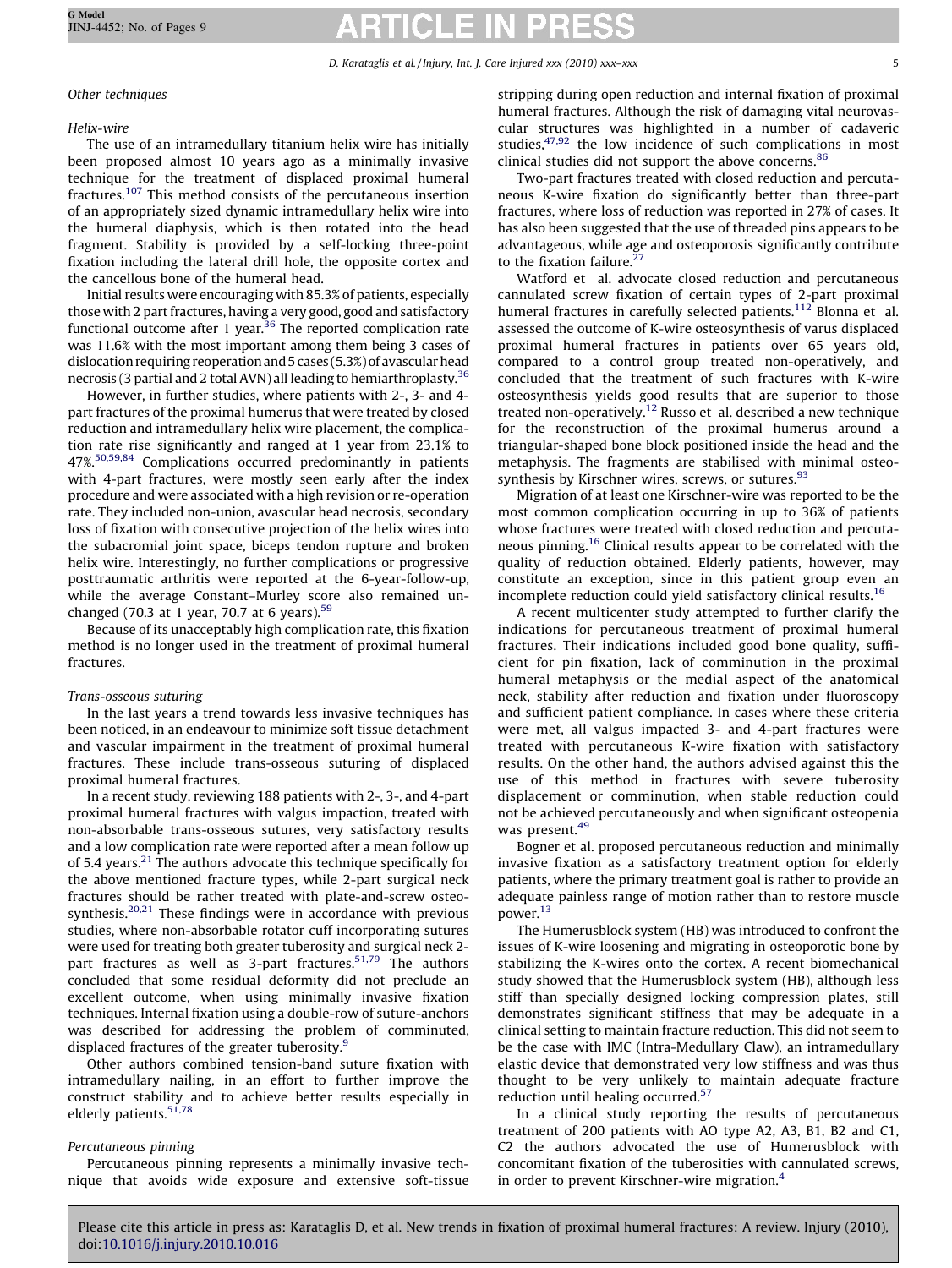### Other techniques

#### Helix-wire

The use of an intramedullary titanium helix wire has initially been proposed almost 10 years ago as a minimally invasive technique for the treatment of displaced proximal humeral fractures.[107] This method consists of the percutaneous insertion of an appropriately sized dynamic intramedullary helix wire into the humeral diaphysis, which is then rotated into the head fragment. Stability is provided by a self-locking three-point fixation including the lateral drill hole, the opposite cortex and the cancellous bone of the humeral head.

Initial results were encouraging with 85.3% of patients, especially those with 2 part fractures, having a very good, good and satisfactory functional outcome after 1 year.[36] The reported complication rate was 11.6% with the most important among them being 3 cases of dislocation requiring reoperation and 5 cases (5.3%) of avascular head necrosis (3 partial and 2 total AVN) all leading to hemiarthroplasty.[36]

However, in further studies, where patients with 2-, 3- and 4-part fractures of the proximal humerus that were treated by closed reduction and intramedullary helix wire placement, the complication rate rise significantly and ranged at 1 year from 23.1% to 47%.[50,59,84] Complications occurred predominantly in patients with 4-part fractures, were mostly seen early after the index procedure and were associated with a high revision or re-operation rate. They included non-union, avascular head necrosis, secondary loss of fixation with consecutive projection of the helix wires into the subacromial joint space, biceps tendon rupture and broken helix wire. Interestingly, no further complications or progressive posttraumatic arthritis were reported at the 6-year-follow-up, while the average Constant–Murley score also remained unchanged (70.3 at 1 year, 70.7 at 6 years).[59]

Because of its unacceptably high complication rate, this fixation method is no longer used in the treatment of proximal humeral fractures.

#### Trans-osseous suturing

In the last years a trend towards less invasive techniques has been noticed, in an endeavour to minimize soft tissue detachment and vascular impairment in the treatment of proximal humeral fractures. These include trans-osseous suturing of displaced proximal humeral fractures.

In a recent study, reviewing 188 patients with 2-, 3-, and 4-part proximal humeral fractures with valgus impaction, treated with non-absorbable trans-osseous sutures, very satisfactory results and a low complication rate were reported after a mean follow up of 5.4 years.[21] The authors advocate this technique specifically for the above mentioned fracture types, while 2-part surgical neck fractures should be rather treated with plate-and-screw osteosynthesis.[20,21] These findings were in accordance with previous studies, where non-absorbable rotator cuff incorporating sutures were used for treating both greater tuberosity and surgical neck 2-part fractures as well as 3-part fractures.[51,79] The authors concluded that some residual deformity did not preclude an excellent outcome, when using minimally invasive fixation techniques. Internal fixation using a double-row of suture-anchors was described for addressing the problem of comminuted, displaced fractures of the greater tuberosity.[9]

Other authors combined tension-band suture fixation with intramedullary nailing, in an effort to further improve the construct stability and to achieve better results especially in elderly patients.[51,78]

#### Percutaneous pinning

Percutaneous pinning represents a minimally invasive technique that avoids wide exposure and extensive soft-tissue stripping during open reduction and internal fixation of proximal humeral fractures. Although the risk of damaging vital neurovascular structures was highlighted in a number of cadaveric studies,[47,92] the low incidence of such complications in most clinical studies did not support the above concerns.[86]

Two-part fractures treated with closed reduction and percutaneous K-wire fixation do significantly better than three-part fractures, where loss of reduction was reported in 27% of cases. It has also been suggested that the use of threaded pins appears to be advantageous, while age and osteoporosis significantly contribute to the fixation failure.[27]

Watford et al. advocate closed reduction and percutaneous cannulated screw fixation of certain types of 2-part proximal humeral fractures in carefully selected patients.[112] Blonna et al. assessed the outcome of K-wire osteosynthesis of varus displaced proximal humeral fractures in patients over 65 years old, compared to a control group treated non-operatively, and concluded that the treatment of such fractures with K-wire osteosynthesis yields good results that are superior to those treated non-operatively.[12] Russo et al. described a new technique for the reconstruction of the proximal humerus around a triangular-shaped bone block positioned inside the head and the metaphysis. The fragments are stabilised with minimal osteosynthesis by Kirschner wires, screws, or sutures.[93]

Migration of at least one Kirschner-wire was reported to be the most common complication occurring in up to 36% of patients whose fractures were treated with closed reduction and percutaneous pinning.[16] Clinical results appear to be correlated with the quality of reduction obtained. Elderly patients, however, may constitute an exception, since in this patient group even an incomplete reduction could yield satisfactory clinical results.[16]

A recent multicenter study attempted to further clarify the indications for percutaneous treatment of proximal humeral fractures. Their indications included good bone quality, sufficient for pin fixation, lack of comminution in the proximal humeral metaphysis or the medial aspect of the anatomical neck, stability after reduction and fixation under fluoroscopy and sufficient patient compliance. In cases where these criteria were met, all valgus impacted 3- and 4-part fractures were treated with percutaneous K-wire fixation with satisfactory results. On the other hand, the authors advised against this the use of this method in fractures with severe tuberosity displacement or comminution, when stable reduction could not be achieved percutaneously and when significant osteopenia was present.[49]

Bogner et al. proposed percutaneous reduction and minimally invasive fixation as a satisfactory treatment option for elderly patients, where the primary treatment goal is rather to provide an adequate painless range of motion rather than to restore muscle power.[13]

The Humerusblock system (HB) was introduced to confront the issues of K-wire loosening and migrating in osteoporotic bone by stabilizing the K-wires onto the cortex. A recent biomechanical study showed that the Humerusblock system (HB), although less stiff than specially designed locking compression plates, still demonstrates significant stiffness that may be adequate in a clinical setting to maintain fracture reduction. This did not seem to be the case with IMC (Intra-Medullary Claw), an intramedullary elastic device that demonstrated very low stiffness and was thus thought to be very unlikely to maintain adequate fracture reduction until healing occurred.[57]

In a clinical study reporting the results of percutaneous treatment of 200 patients with AO type A2, A3, B1, B2 and C1, C2 the authors advocated the use of Humerusblock with concomitant fixation of the tuberosities with cannulated screws, in order to prevent Kirschner-wire migration.[4]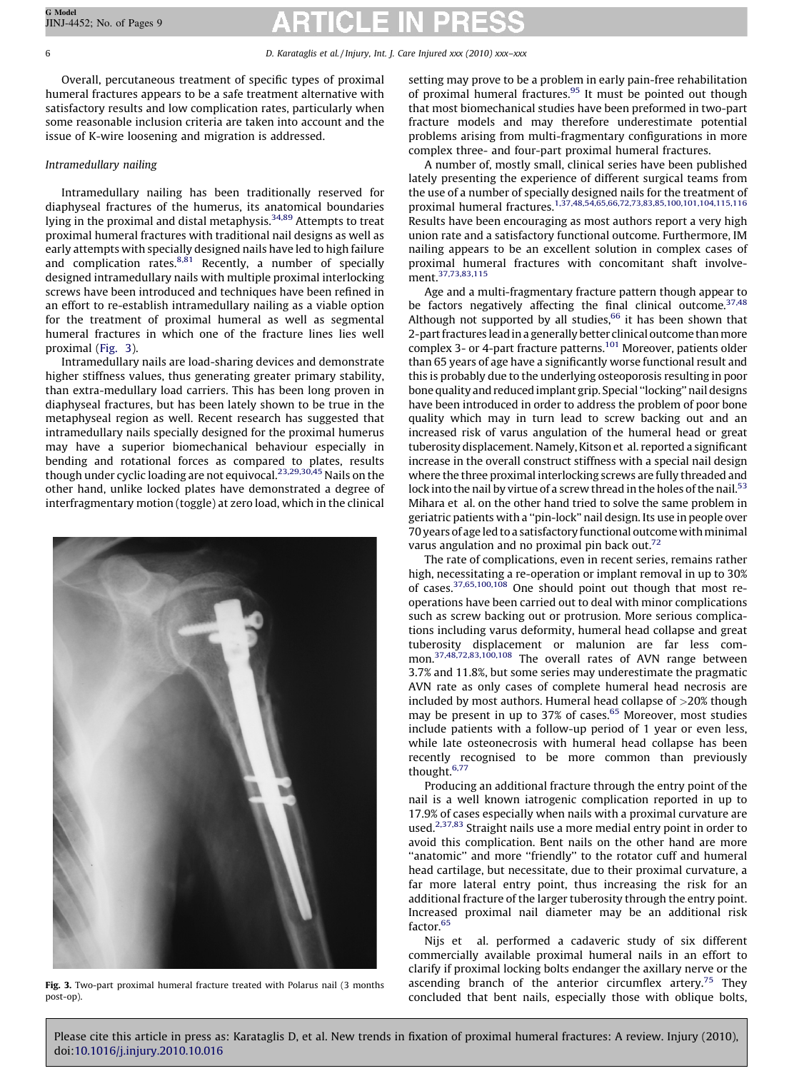Overall, percutaneous treatment of specific types of proximal humeral fractures appears to be a safe treatment alternative with satisfactory results and low complication rates, particularly when some reasonable inclusion criteria are taken into account and the issue of K-wire loosening and migration is addressed.

### *Intramedullary nailing*

Intramedullary nailing has been traditionally reserved for diaphyseal fractures of the humerus, its anatomical boundaries lying in the proximal and distal metaphysis.[34,89] Attempts to treat proximal humeral fractures with traditional nail designs as well as early attempts with specially designed nails have led to high failure and complication rates.[8,81] Recently, a number of specially designed intramedullary nails with multiple proximal interlocking screws have been introduced and techniques have been refined in an effort to re-establish intramedullary nailing as a viable option for the treatment of proximal humeral as well as segmental humeral fractures in which one of the fracture lines lies well proximal (Fig. 3).

Intramedullary nails are load-sharing devices and demonstrate higher stiffness values, thus generating greater primary stability, than extra-medullary load carriers. This has been long proven in diaphyseal fractures, but has been lately shown to be true in the metaphyseal region as well. Recent research has suggested that intramedullary nails specially designed for the proximal humerus may have a superior biomechanical behaviour especially in bending and rotational forces as compared to plates, results though under cyclic loading are not equivocal.[23,29,30,45] Nails on the other hand, unlike locked plates have demonstrated a degree of interfragmentary motion (toggle) at zero load, which in the clinical setting may prove to be a problem in early pain-free rehabilitation of proximal humeral fractures.[95] It must be pointed out though that most biomechanical studies have been preformed in two-part fracture models and may therefore underestimate potential problems arising from multi-fragmentary configurations in more complex three- and four-part proximal humeral fractures.

Fig. 3. Two-part proximal humeral fracture treated with Polarus nail (3 months post-op).

A number of, mostly small, clinical series have been published lately presenting the experience of different surgical teams from the use of a number of specially designed nails for the treatment of proximal humeral fractures.[1,37,48,54,65,66,72,73,83,85,100,101,104,115,116] Results have been encouraging as most authors report a very high union rate and a satisfactory functional outcome. Furthermore, IM nailing appears to be an excellent solution in complex cases of proximal humeral fractures with concomitant shaft involvement.[37,73,83,115]

Age and a multi-fragmentary fracture pattern though appear to be factors negatively affecting the final clinical outcome.[37,48] Although not supported by all studies,[66] it has been shown that 2-part fractures lead in a generally better clinical outcome than more complex 3- or 4-part fracture patterns.[101] Moreover, patients older than 65 years of age have a significantly worse functional result and this is probably due to the underlying osteoporosis resulting in poor bone quality and reduced implant grip. Special "locking" nail designs have been introduced in order to address the problem of poor bone quality which may in turn lead to screw backing out and an increased risk of varus angulation of the humeral head or great tuberosity displacement. Namely, Kitson et al. reported a significant increase in the overall construct stiffness with a special nail design where the three proximal interlocking screws are fully threaded and lock into the nail by virtue of a screw thread in the holes of the nail.[53] Mihara et al. on the other hand tried to solve the same problem in geriatric patients with a "pin-lock" nail design. Its use in people over 70 years of age led to a satisfactory functional outcome with minimal varus angulation and no proximal pin back out.[72]

The rate of complications, even in recent series, remains rather high, necessitating a re-operation or implant removal in up to 30% of cases.[37,65,100,108] One should point out though that most re-operations have been carried out to deal with minor complications such as screw backing out or protrusion. More serious complications including varus deformity, humeral head collapse and great tuberosity displacement or malunion are far less common.[37,48,72,83,100,108] The overall rates of AVN range between 3.7% and 11.8%, but some series may underestimate the pragmatic AVN rate as only cases of complete humeral head necrosis are included by most authors. Humeral head collapse of >20% though may be present in up to 37% of cases.[65] Moreover, most studies include patients with a follow-up period of 1 year or even less, while late osteonecrosis with humeral head collapse has been recently recognised to be more common than previously thought.[6,77]

Producing an additional fracture through the entry point of the nail is a well known iatrogenic complication reported in up to 17.9% of cases especially when nails with a proximal curvature are used.[2,37,83] Straight nails use a more medial entry point in order to avoid this complication. Bent nails on the other hand are more "anatomic" and more "friendly" to the rotator cuff and humeral head cartilage, but necessitate, due to their proximal curvature, a far more lateral entry point, thus increasing the risk for an additional fracture of the larger tuberosity through the entry point. Increased proximal nail diameter may be an additional risk factor.[65]

Nijs et al. performed a cadaveric study of six different commercially available proximal humeral nails in an effort to clarify if proximal locking bolts endanger the axillary nerve or the ascending branch of the anterior circumflex artery.[75] They concluded that bent nails, especially those with oblique bolts,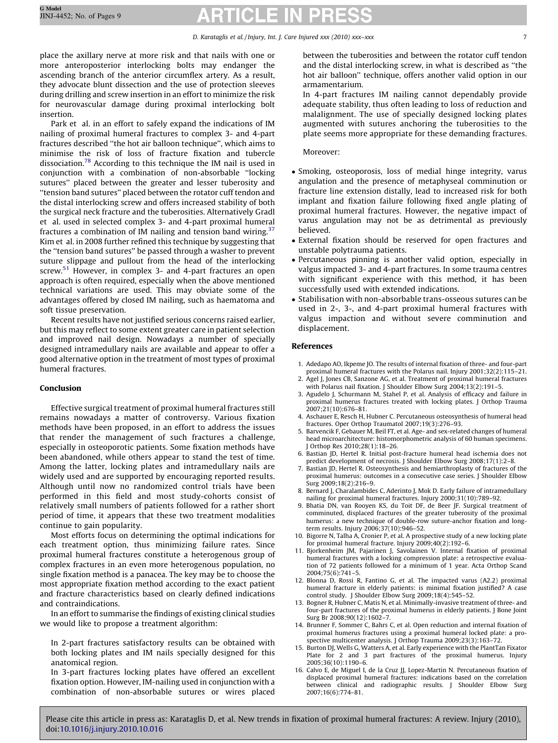place the axillary nerve at more risk and that nails with one or more anteroposterior interlocking bolts may endanger the ascending branch of the anterior circumflex artery. As a result, they advocate blunt dissection and the use of protection sleeves during drilling and screw insertion in an effort to minimize the risk for neurovascular damage during proximal interlocking bolt insertion.

Park et al. in an effort to safely expand the indications of IM nailing of proximal humeral fractures to complex 3- and 4-part fractures described ''the hot air balloon technique'', which aims to minimise the risk of loss of fracture fixation and tubercle dissociation.[78] According to this technique the IM nail is used in conjunction with a combination of non-absorbable ''locking sutures'' placed between the greater and lesser tuberosity and ''tension band sutures'' placed between the rotator cuff tendon and the distal interlocking screw and offers increased stability of both the surgical neck fracture and the tuberosities. Alternatively Gradl et al. used in selected complex 3- and 4-part proximal humeral fractures a combination of IM nailing and tension band wiring.[37] Kim et al. in 2008 further refined this technique by suggesting that the ''tension band sutures'' be passed through a washer to prevent suture slippage and pullout from the head of the interlocking screw.[51] However, in complex 3- and 4-part fractures an open approach is often required, especially when the above mentioned technical variations are used. This may obviate some of the advantages offered by closed IM nailing, such as haematoma and soft tissue preservation.

Recent results have not justified serious concerns raised earlier, but this may reflect to some extent greater care in patient selection and improved nail design. Nowadays a number of specially designed intramedullary nails are available and appear to offer a good alternative option in the treatment of most types of proximal humeral fractures.

## Conclusion

Effective surgical treatment of proximal humeral fractures still remains nowadays a matter of controversy. Various fixation methods have been proposed, in an effort to address the issues that render the management of such fractures a challenge, especially in osteoporotic patients. Some fixation methods have been abandoned, while others appear to stand the test of time. Among the latter, locking plates and intramedullary nails are widely used and are supported by encouraging reported results. Although until now no randomized control trials have been performed in this field and most study-cohorts consist of relatively small numbers of patients followed for a rather short period of time, it appears that these two treatment modalities continue to gain popularity.

Most efforts focus on determining the optimal indications for each treatment option, thus minimizing failure rates. Since proximal humeral fractures constitute a heterogenous group of complex fractures in an even more heterogenous population, no single fixation method is a panacea. The key may be to choose the most appropriate fixation method according to the exact patient and fracture characteristics based on clearly defined indications and contraindications.

In an effort to summarise the findings of existing clinical studies we would like to propose a treatment algorithm:

In 2-part fractures satisfactory results can be obtained with both locking plates and IM nails specially designed for this anatomical region.

In 3-part fractures locking plates have offered an excellent fixation option. However, IM-nailing used in conjunction with a combination of non-absorbable sutures or wires placed between the tuberosities and between the rotator cuff tendon and the distal interlocking screw, in what is described as ''the hot air balloon'' technique, offers another valid option in our armamentarium.

In 4-part fractures IM nailing cannot dependably provide adequate stability, thus often leading to loss of reduction and malalignment. The use of specially designed locking plates augmented with sutures anchoring the tuberosities to the plate seems more appropriate for these demanding fractures.

Moreover:

- Smoking, osteoporosis, loss of medial hinge integrity, varus angulation and the presence of metaphyseal comminution or fracture line extension distally, lead to increased risk for both implant and fixation failure following fixed angle plating of proximal humeral fractures. However, the negative impact of varus angulation may not be as detrimental as previously believed.
- External fixation should be reserved for open fractures and unstable polytrauma patients.
- Percutaneous pinning is another valid option, especially in valgus impacted 3- and 4-part fractures. In some trauma centres with significant experience with this method, it has been successfully used with extended indications.
- Stabilisation with non-absorbable trans-osseous sutures can be used in 2-, 3-, and 4-part proximal humeral fractures with valgus impaction and without severe comminution and displacement.

## References

1. Adedapo AO, Ikpeme JO. The results of internal fixation of three- and four-part proximal humeral fractures with the Polarus nail. Injury 2001;32(2):115–21.
2. Agel J, Jones CB, Sanzone AG, et al. Treatment of proximal humeral fractures with Polarus nail fixation. J Shoulder Elbow Surg 2004;13(2):191–5.
3. Agudelo J, Schurmann M, Stahel P, et al. Analysis of efficacy and failure in proximal humerus fractures treated with locking plates. J Orthop Trauma 2007;21(10):676–81.
4. Aschauer E, Resch H, Hubner C. Percutaneous osteosynthesis of humeral head fractures. Oper Orthop Traumatol 2007;19(3):276–93.
5. Barvencik F, Gebauer M, Beil FT, et al. Age- and sex-related changes of humeral head microarchitecture: histomorphometric analysis of 60 human specimens. J Orthop Res 2010;28(1):18–26.
6. Bastian JD, Hertel R. Initial post-fracture humeral head ischemia does not predict development of necrosis. J Shoulder Elbow Surg 2008;17(1):2–8.
7. Bastian JD, Hertel R. Osteosynthesis and hemiarthroplasty of fractures of the proximal humerus: outcomes in a consecutive case series. J Shoulder Elbow Surg 2009;18(2):216–9.
8. Bernard J, Charalambides C, Aderinto J, Mok D. Early failure of intramedullary nailing for proximal humeral fractures. Injury 2000;31(10):789–92.
9. Bhatia DN, van Rooyen KS, du Toit DF, de Beer JF. Surgical treatment of comminuted, displaced fractures of the greater tuberosity of the proximal humerus: a new technique of double-row suture-anchor fixation and long-term results. Injury 2006;37(10):946–52.
10. Bigorre N, Talha A, Cronier P, et al. A prospective study of a new locking plate for proximal humeral fracture. Injury 2009;40(2):192–6.
11. Bjorkenheim JM, Pajarinen J, Savolainen V. Internal fixation of proximal humeral fractures with a locking compression plate: a retrospective evaluation of 72 patients followed for a minimum of 1 year. Acta Orthop Scand 2004;75(6):741–5.
12. Blonna D, Rossi R, Fantino G, et al. The impacted varus (A2.2) proximal humeral fracture in elderly patients: is minimal fixation justified? A case control study. J Shoulder Elbow Surg 2009;18(4):545–52.
13. Bogner R, Hubner C, Matis N, et al. Minimally-invasive treatment of three- and four-part fractures of the proximal humerus in elderly patients. J Bone Joint Surg Br 2008;90(12):1602–7.
14. Brunner F, Sommer C, Bahrs C, et al. Open reduction and internal fixation of proximal humerus fractures using a proximal humeral locked plate: a prospective multicenter analysis. J Orthop Trauma 2009;23(3):163–72.
15. Burton DJ, Wells G, Watters A, et al. Early experience with the PlantTan Fixator Plate for 2 and 3 part fractures of the proximal humerus. Injury 2005;36(10):1190–6.
16. Calvo E, de Miguel I, de la Cruz JJ, Lopez-Martin N. Percutaneous fixation of displaced proximal humeral fractures: indications based on the correlation between clinical and radiographic results. J Shoulder Elbow Surg 2007;16(6):774–81.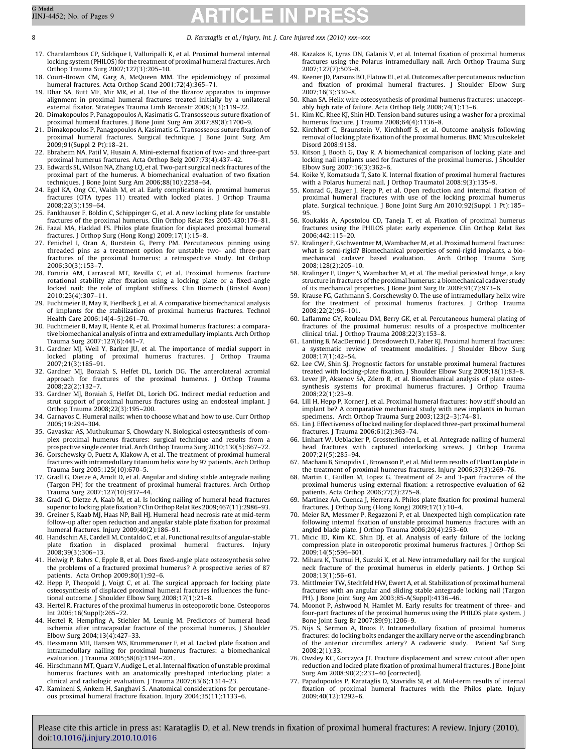17. Charalambous CP, Siddique I, Valluripalli K, et al. Proximal humeral internal locking system (PHILOS) for the treatment of proximal humeral fractures. Arch Orthop Trauma Surg 2007;127(3):205–10.
18. Court-Brown CM, Garg A, McQueen MM. The epidemiology of proximal humeral fractures. Acta Orthop Scand 2001;72(4):365–71.
19. Dhar SA, Butt MF, Mir MR, et al. Use of the Ilizarov apparatus to improve alignment in proximal humeral fractures treated initially by a unilateral external fixator. Strategies Trauma Limb Reconstr 2008;3(3):119–22.
20. Dimakopoulos P, Panagopoulos A, Kasimatis G. Transosseous suture fixation of proximal humeral fractures. J Bone Joint Surg Am 2007;89(8):1700–9.
21. Dimakopoulos P, Panagopoulos A, Kasimatis G. Transosseous suture fixation of proximal humeral fractures. Surgical technique. J Bone Joint Surg Am 2009;91(Suppl 2 Pt):18–21.
22. Ebraheim NA, Patil V, Husain A. Mini-external fixation of two- and three-part proximal humerus fractures. Acta Orthop Belg 2007;73(4):437–42.
23. Edwards SL, Wilson NA, Zhang LQ, et al. Two-part surgical neck fractures of the proximal part of the humerus. A biomechanical evaluation of two fixation techniques. J Bone Joint Surg Am 2006;88(10):2258–64.
24. Egol KA, Ong CC, Walsh M, et al. Early complications in proximal humerus fractures (OTA types 11) treated with locked plates. J Orthop Trauma 2008;22(3):159–64.
25. Fankhauser F, Boldin C, Schippinger G, et al. A new locking plate for unstable fractures of the proximal humerus. Clin Orthop Relat Res 2005;430:176–81.
26. Fazal MA, Haddad FS. Philos plate fixation for displaced proximal humeral fractures. J Orthop Surg (Hong Kong) 2009;17(1):15–8.
27. Fenichel I, Oran A, Burstein G, Perry PM. Percutaneous pinning using threaded pins as a treatment option for unstable two- and three-part fractures of the proximal humerus: a retrospective study. Int Orthop 2006;30(3):153–7.
28. Foruria AM, Carrascal MT, Revilla C, et al. Proximal humerus fracture rotational stability after fixation using a locking plate or a fixed-angle locked nail: the role of implant stiffness. Clin Biomech (Bristol Avon) 2010;25(4):307–11.
29. Fuchtmeier B, May R, Fierlbeck J, et al. A comparative biomechanical analysis of implants for the stabilization of proximal humerus fractures. Technol Health Care 2006;14(4–5):261–70.
30. Fuchtmeier B, May R, Hente R, et al. Proximal humerus fractures: a comparative biomechanical analysis of intra and extramedullary implants. Arch Orthop Trauma Surg 2007;127(6):441–7.
31. Gardner MJ, Weil Y, Barker JU, et al. The importance of medial support in locked plating of proximal humerus fractures. J Orthop Trauma 2007;21(3):185–91.
32. Gardner MJ, Boraiah S, Helfet DL, Lorich DG. The anterolateral acromial approach for fractures of the proximal humerus. J Orthop Trauma 2008;22(2):132–7.
33. Gardner MJ, Boraiah S, Helfet DL, Lorich DG. Indirect medial reduction and strut support of proximal humerus fractures using an endosteal implant. J Orthop Trauma 2008;22(3):195–200.
34. Garnavos C. Humeral nails: when to choose what and how to use. Curr Orthop 2005;19:294–304.
35. Gavaskar AS, Muthukumar S, Chowdary N. Biological osteosynthesis of complex proximal humerus fractures: surgical technique and results from a prospective single center trial. Arch Orthop Trauma Surg 2010;130(5):667–72.
36. Gorschewsky O, Puetz A, Klakow A, et al. The treatment of proximal humeral fractures with intramedullary titanium helix wire by 97 patients. Arch Orthop Trauma Surg 2005;125(10):670–5.
37. Gradl G, Dietze A, Arndt D, et al. Angular and sliding stable antegrade nailing (Targon PH) for the treatment of proximal humeral fractures. Arch Orthop Trauma Surg 2007;127(10):937–44.
38. Gradl G, Dietze A, Kaab M, et al. Is locking nailing of humeral head fractures superior to locking plate fixation? Clin Orthop Relat Res 2009;467(11):2986–93.
39. Greiner S, Kaab MJ, Haas NP, Bail HJ. Humeral head necrosis rate at mid-term follow-up after open reduction and angular stable plate fixation for proximal humeral fractures. Injury 2009;40(2):186–91.
40. Handschin AE, Cardell M, Contaldo C, et al. Functional results of angular-stable plate fixation in displaced proximal humeral fractures. Injury 2008;39(3):306–13.
41. Helwig P, Bahrs C, Epple B, et al. Does fixed-angle plate osteosynthesis solve the problems of a fractured proximal humerus? A prospective series of 87 patients. Acta Orthop 2009;80(1):92–6.
42. Hepp P, Theopold J, Voigt C, et al. The surgical approach for locking plate osteosynthesis of displaced proximal humeral fractures influences the functional outcome. J Shoulder Elbow Surg 2008;17(1):21–8.
43. Hertel R. Fractures of the proximal humerus in osteoporotic bone. Osteoporos Int 2005;16(Suppl):265–72.
44. Hertel R, Hempfing A, Stiehler M, Leunig M. Predictors of humeral head ischemia after intracapsular fracture of the proximal humerus. J Shoulder Elbow Surg 2004;13(4):427–33.
45. Hessmann MH, Hansen WS, Krummenauer F, et al. Locked plate fixation and intramedullary nailing for proximal humerus fractures: a biomechanical evaluation. J Trauma 2005;58(6):1194–201.
46. Hirschmann MT, Quarz V, Audige L, et al. Internal fixation of unstable proximal humerus fractures with an anatomically preshaped interlocking plate: a clinical and radiologic evaluation. J Trauma 2007;63(6):1314–23.
47. Kamineni S, Ankem H, Sanghavi S. Anatomical considerations for percutaneous proximal humeral fracture fixation. Injury 2004;35(11):1133–6.
48. Kazakos K, Lyras DN, Galanis V, et al. Internal fixation of proximal humerus fractures using the Polarus intramedullary nail. Arch Orthop Trauma Surg 2007;127(7):503–8.
49. Keener JD, Parsons BO, Flatow EL, et al. Outcomes after percutaneous reduction and fixation of proximal humeral fractures. J Shoulder Elbow Surg 2007;16(3):330–8.
50. Khan SA. Helix wire osteosynthesis of proximal humerus fractures: unacceptably high rate of failure. Acta Orthop Belg 2008;74(1):13–6.
51. Kim KC, Rhee KJ, Shin HD. Tension band sutures using a washer for a proximal humerus fracture. J Trauma 2008;64(4):1136–8.
52. Kirchhoff C, Braunstein V, Kirchhoff S, et al. Outcome analysis following removal of locking plate fixation of the proximal humerus. BMC Musculoskelet Disord 2008;9138.
53. Kitson J, Booth G, Day R. A biomechanical comparison of locking plate and locking nail implants used for fractures of the proximal humerus. J Shoulder Elbow Surg 2007;16(3):362–6.
54. Koike Y, Komatsuda T, Sato K. Internal fixation of proximal humeral fractures with a Polarus humeral nail. J Orthop Traumatol 2008;9(3):135–9.
55. Konrad G, Bayer J, Hepp P, et al. Open reduction and internal fixation of proximal humeral fractures with use of the locking proximal humerus plate. Surgical technique. J Bone Joint Surg Am 2010;92(Suppl 1 Pt):185–95.
56. Koukakis A, Apostolou CD, Taneja T, et al. Fixation of proximal humerus fractures using the PHILOS plate: early experience. Clin Orthop Relat Res 2006;442:115–20.
57. Kralinger F, Gschwentner M, Wambacher M, et al. Proximal humeral fractures: what is semi-rigid? Biomechanical properties of semi-rigid implants, a biomechanical cadaver based evaluation. Arch Orthop Trauma Surg 2008;128(2):205–10.
58. Kralinger F, Unger S, Wambacher M, et al. The medial periosteal hinge, a key structure in fractures of the proximal humerus: a biomechanical cadaver study of its mechanical properties. J Bone Joint Surg Br 2009;91(7):973–6.
59. Krause FG, Gathmann S, Gorschewsky O. The use of intramedullary helix wire for the treatment of proximal humerus fractures. J Orthop Trauma 2008;22(2):96–101.
60. Laflamme GY, Rouleau DM, Berry GK, et al. Percutaneous humeral plating of fractures of the proximal humerus: results of a prospective multicenter clinical trial. J Orthop Trauma 2008;22(3):153–8.
61. Lanting B, MacDermid J, Drosdowech D, Faber KJ. Proximal humeral fractures: a systematic review of treatment modalities. J Shoulder Elbow Surg 2008;17(1):42–54.
62. Lee CW, Shin SJ. Prognostic factors for unstable proximal humeral fractures treated with locking-plate fixation. J Shoulder Elbow Surg 2009;18(1):83–8.
63. Lever JP, Aksenov SA, Zdero R, et al. Biomechanical analysis of plate osteosynthesis systems for proximal humerus fractures. J Orthop Trauma 2008;22(1):23–9.
64. Lill H, Hepp P, Korner J, et al. Proximal humeral fractures: how stiff should an implant be? A comparative mechanical study with new implants in human specimens. Arch Orthop Trauma Surg 2003;123(2–3):74–81.
65. Lin J. Effectiveness of locked nailing for displaced three-part proximal humeral fractures. J Trauma 2006;61(2):363–74.
66. Linhart W, Ueblacker P, Grossterlinden L, et al. Antegrade nailing of humeral head fractures with captured interlocking screws. J Orthop Trauma 2007;21(5):285–94.
67. Machani B, Sinopidis C, Brownson P, et al. Mid term results of PlantTan plate in the treatment of proximal humerus fractures. Injury 2006;37(3):269–76.
68. Martin C, Guillen M, Lopez G. Treatment of 2- and 3-part fractures of the proximal humerus using external fixation: a retrospective evaluation of 62 patients. Acta Orthop 2006;77(2):275–8.
69. Martinez AA, Cuenca J, Herrera A. Philos plate fixation for proximal humeral fractures. J Orthop Surg (Hong Kong) 2009;17(1):10–4.
70. Meier RA, Messmer P, Regazzoni P, et al. Unexpected high complication rate following internal fixation of unstable proximal humerus fractures with an angled blade plate. J Orthop Trauma 2006;20(4):253–60.
71. Micic ID, Kim KC, Shin DJ, et al. Analysis of early failure of the locking compression plate in osteoporotic proximal humerus fractures. J Orthop Sci 2009;14(5):596–601.
72. Mihara K, Tsutsui H, Suzuki K, et al. New intramedullary nail for the surgical neck fracture of the proximal humerus in elderly patients. J Orthop Sci 2008;13(1):56–61.
73. Mittlmeier TW, Stedtfeld HW, Ewert A, et al. Stabilization of proximal humeral fractures with an angular and sliding stable antegrade locking nail (Targon PH). J Bone Joint Surg Am 2003;85-A(Suppl):4136–46.
74. Moonot P, Ashwood N, Hamlet M. Early results for treatment of three- and four-part fractures of the proximal humerus using the PHILOS plate system. J Bone Joint Surg Br 2007;89(9):1206–9.
75. Nijs S, Sermon A, Broos P. Intramedullary fixation of proximal humerus fractures: do locking bolts endanger the axillary nerve or the ascending branch of the anterior circumflex artery? A cadaveric study. Patient Saf Surg 2008;2(1):33.
76. Owsley KC, Gorczyca JT. Fracture displacement and screw cutout after open reduction and locked plate fixation of proximal humeral fractures. J Bone Joint Surg Am 2008;90(2):233–40 [corrected].
77. Papadopoulos P, Karataglis D, Stavridis SI, et al. Mid-term results of internal fixation of proximal humeral fractures with the Philos plate. Injury 2009;40(12):1292–6.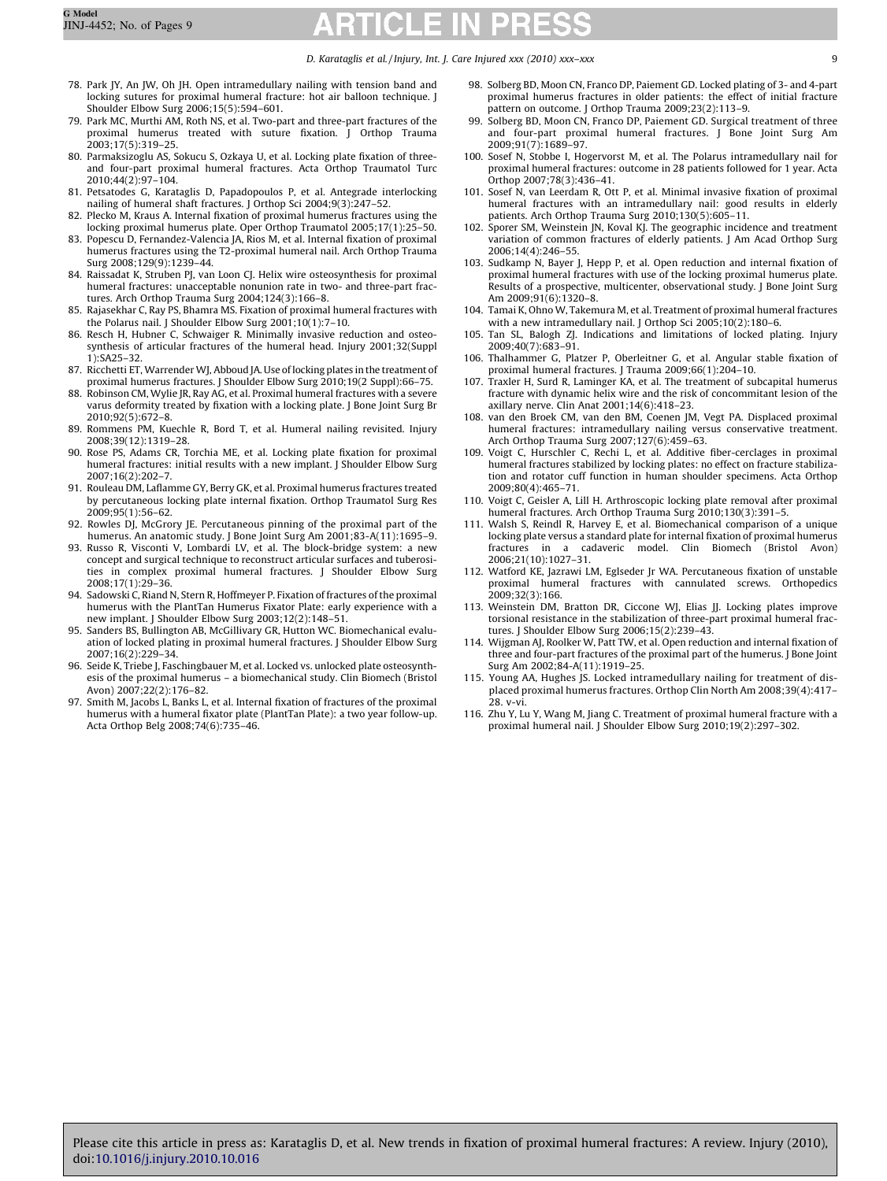78. Park JY, An JW, Oh JH. Open intramedullary nailing with tension band and locking sutures for proximal humeral fracture: hot air balloon technique. J Shoulder Elbow Surg 2006;15(5):594–601.
79. Park MC, Murthi AM, Roth NS, et al. Two-part and three-part fractures of the proximal humerus treated with suture fixation. J Orthop Trauma 2003;17(5):319–25.
80. Parmaksizoglu AS, Sokucu S, Ozkaya U, et al. Locking plate fixation of three- and four-part proximal humeral fractures. Acta Orthop Traumatol Turc 2010;44(2):97–104.
81. Petsatodes G, Karataglis D, Papadopoulos P, et al. Antegrade interlocking nailing of humeral shaft fractures. J Orthop Sci 2004;9(3):247–52.
82. Plecko M, Kraus A. Internal fixation of proximal humerus fractures using the locking proximal humerus plate. Oper Orthop Traumatol 2005;17(1):25–50.
83. Popescu D, Fernandez-Valencia JA, Rios M, et al. Internal fixation of proximal humerus fractures using the T2-proximal humeral nail. Arch Orthop Trauma Surg 2008;129(9):1239–44.
84. Raissadat K, Struben PJ, van Loon CJ. Helix wire osteosynthesis for proximal humeral fractures: unacceptable nonunion rate in two- and three-part fractures. Arch Orthop Trauma Surg 2004;124(3):166–8.
85. Rajasekhar C, Ray PS, Bhamra MS. Fixation of proximal humeral fractures with the Polarus nail. J Shoulder Elbow Surg 2001;10(1):7–10.
86. Resch H, Hubner C, Schwaiger R. Minimally invasive reduction and osteosynthesis of articular fractures of the humeral head. Injury 2001;32(Suppl 1):SA25–32.
87. Ricchetti ET, Warrender WJ, Abboud JA. Use of locking plates in the treatment of proximal humerus fractures. J Shoulder Elbow Surg 2010;19(2 Suppl):66–75.
88. Robinson CM, Wylie JR, Ray AG, et al. Proximal humeral fractures with a severe varus deformity treated by fixation with a locking plate. J Bone Joint Surg Br 2010;92(5):672–8.
89. Rommens PM, Kuechle R, Bord T, et al. Humeral nailing revisited. Injury 2008;39(12):1319–28.
90. Rose PS, Adams CR, Torchia ME, et al. Locking plate fixation for proximal humeral fractures: initial results with a new implant. J Shoulder Elbow Surg 2007;16(2):202–7.
91. Rouleau DM, Laflamme GY, Berry GK, et al. Proximal humerus fractures treated by percutaneous locking plate internal fixation. Orthop Traumatol Surg Res 2009;95(1):56–62.
92. Rowles DJ, McGrory JE. Percutaneous pinning of the proximal part of the humerus. An anatomic study. J Bone Joint Surg Am 2001;83-A(11):1695–9.
93. Russo R, Visconti V, Lombardi LV, et al. The block-bridge system: a new concept and surgical technique to reconstruct articular surfaces and tuberosities in complex proximal humeral fractures. J Shoulder Elbow Surg 2008;17(1):29–36.
94. Sadowski C, Riand N, Stern R, Hoffmeyer P. Fixation of fractures of the proximal humerus with the PlantTan Humerus Fixator Plate: early experience with a new implant. J Shoulder Elbow Surg 2003;12(2):148–51.
95. Sanders BS, Bullington AB, McGillivary GR, Hutton WC. Biomechanical evaluation of locked plating in proximal humeral fractures. J Shoulder Elbow Surg 2007;16(2):229–34.
96. Seide K, Triebe J, Faschingbauer M, et al. Locked vs. unlocked plate osteosynthesis of the proximal humerus – a biomechanical study. Clin Biomech (Bristol Avon) 2007;22(2):176–82.
97. Smith M, Jacobs L, Banks L, et al. Internal fixation of fractures of the proximal humerus with a humeral fixator plate (PlantTan Plate): a two year follow-up. Acta Orthop Belg 2008;74(6):735–46.
98. Solberg BD, Moon CN, Franco DP, Paiement GD. Locked plating of 3- and 4-part proximal humerus fractures in older patients: the effect of initial fracture pattern on outcome. J Orthop Trauma 2009;23(2):113–9.
99. Solberg BD, Moon CN, Franco DP, Paiement GD. Surgical treatment of three and four-part proximal humeral fractures. J Bone Joint Surg Am 2009;91(7):1689–97.
100. Sosef N, Stobbe I, Hogervorst M, et al. The Polarus intramedullary nail for proximal humeral fractures: outcome in 28 patients followed for 1 year. Acta Orthop 2007;78(3):436–41.
101. Sosef N, van Leerdam R, Ott P, et al. Minimal invasive fixation of proximal humeral fractures with an intramedullary nail: good results in elderly patients. Arch Orthop Trauma Surg 2010;130(5):605–11.
102. Sporer SM, Weinstein JN, Koval KJ. The geographic incidence and treatment variation of common fractures of elderly patients. J Am Acad Orthop Surg 2006;14(4):246–55.
103. Sudkamp N, Bayer J, Hepp P, et al. Open reduction and internal fixation of proximal humeral fractures with use of the locking proximal humerus plate. Results of a prospective, multicenter, observational study. J Bone Joint Surg Am 2009;91(6):1320–8.
104. Tamai K, Ohno W, Takemura M, et al. Treatment of proximal humeral fractures with a new intramedullary nail. J Orthop Sci 2005;10(2):180–6.
105. Tan SL, Balogh ZJ. Indications and limitations of locked plating. Injury 2009;40(7):683–91.
106. Thalhammer G, Platzer P, Oberleitner G, et al. Angular stable fixation of proximal humeral fractures. J Trauma 2009;66(1):204–10.
107. Traxler H, Surd R, Laminger KA, et al. The treatment of subcapital humerus fracture with dynamic helix wire and the risk of concommitant lesion of the axillary nerve. Clin Anat 2001;14(6):418–23.
108. van den Broek CM, van den BM, Coenen JM, Vegt PA. Displaced proximal humeral fractures: intramedullary nailing versus conservative treatment. Arch Orthop Trauma Surg 2007;127(6):459–63.
109. Voigt C, Hurschler C, Rechi L, et al. Additive fiber-cerclages in proximal humeral fractures stabilized by locking plates: no effect on fracture stabilization and rotator cuff function in human shoulder specimens. Acta Orthop 2009;80(4):465–71.
110. Voigt C, Geisler A, Lill H. Arthroscopic locking plate removal after proximal humeral fractures. Arch Orthop Trauma Surg 2010;130(3):391–5.
111. Walsh S, Reindl R, Harvey E, et al. Biomechanical comparison of a unique locking plate versus a standard plate for internal fixation of proximal humerus fractures in a cadaveric model. Clin Biomech (Bristol Avon) 2006;21(10):1027–31.
112. Watford KE, Jazrawi LM, Eglseder Jr WA. Percutaneous fixation of unstable proximal humeral fractures with cannulated screws. Orthopedics 2009;32(3):166.
113. Weinstein DM, Bratton DR, Ciccone WJ, Elias JJ. Locking plates improve torsional resistance in the stabilization of three-part proximal humeral fractures. J Shoulder Elbow Surg 2006;15(2):239–43.
114. Wijgman AJ, Roolker W, Patt TW, et al. Open reduction and internal fixation of three and four-part fractures of the proximal part of the humerus. J Bone Joint Surg Am 2002;84-A(11):1919–25.
115. Young AA, Hughes JS. Locked intramedullary nailing for treatment of displaced proximal humerus fractures. Orthop Clin North Am 2008;39(4):417–28. v-vi.
116. Zhu Y, Lu Y, Wang M, Jiang C. Treatment of proximal humeral fracture with a proximal humeral nail. J Shoulder Elbow Surg 2010;19(2):297–302.

Please cite this article in press as: Karataglis D, et al. New trends in fixation of proximal humeral fractures: A review. Injury (2010), doi:10.1016/j.injury.2010.10.016